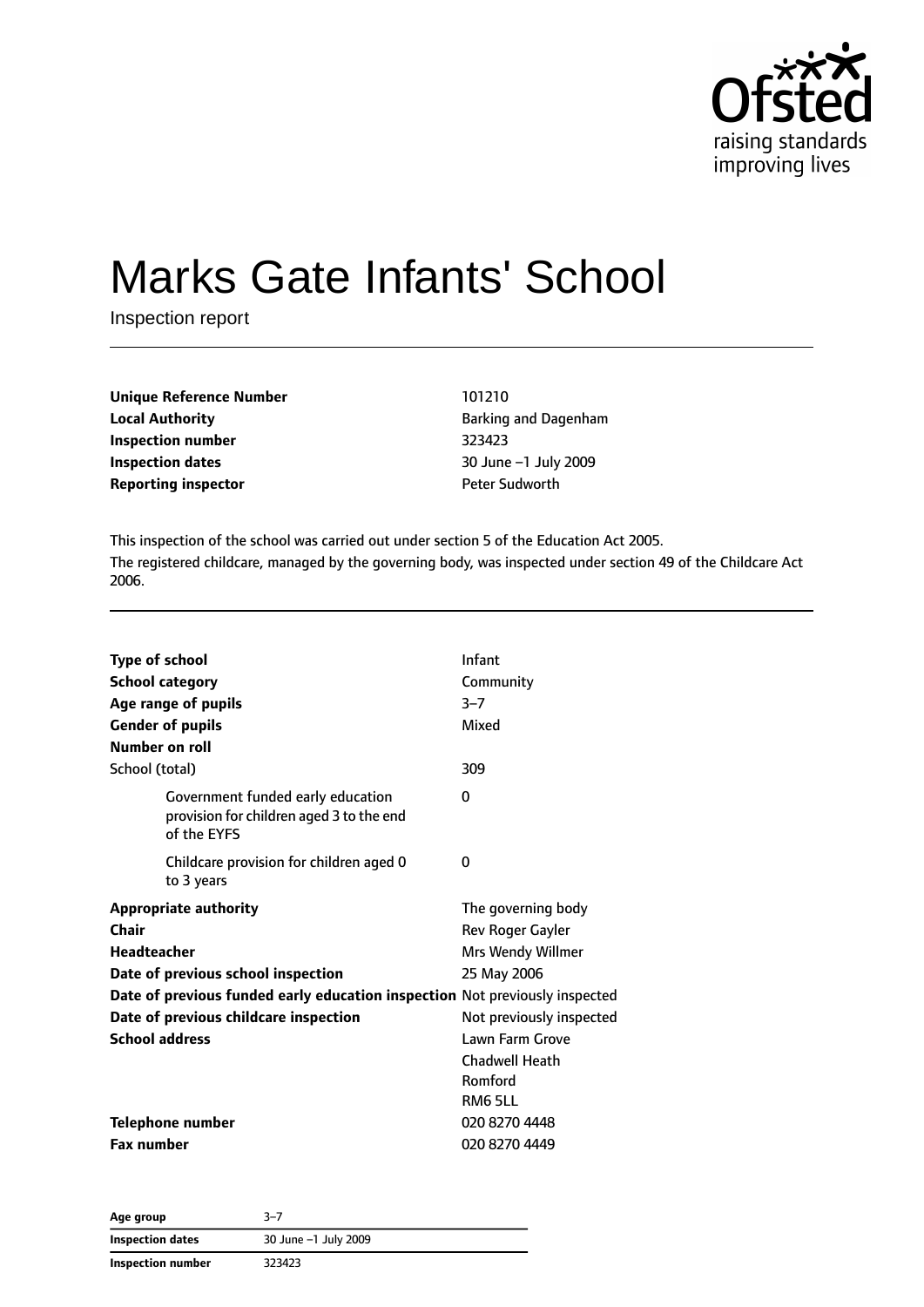# Marks Gate Infants' School

Inspection report

| | |
|---|---|
| **Unique Reference Number** | 101210 |
| **Local Authority** | Barking and Dagenham |
| **Inspection number** | 323423 |
| **Inspection dates** | 30 June –1 July 2009 |
| **Reporting inspector** | Peter Sudworth |

This inspection of the school was carried out under section 5 of the Education Act 2005.

The registered childcare, managed by the governing body, was inspected under section 49 of the Childcare Act 2006.

| | |
|---|---|
| **Type of school** | Infant |
| **School category** | Community |
| **Age range of pupils** | 3–7 |
| **Gender of pupils** | Mixed |
| **Number on roll** | |
| School (total) | 309 |
| Government funded early education provision for children aged 3 to the end of the EYFS | 0 |
| Childcare provision for children aged 0 to 3 years | 0 |
| **Appropriate authority** | The governing body |
| **Chair** | Rev Roger Gayler |
| **Headteacher** | Mrs Wendy Willmer |
| **Date of previous school inspection** | 25 May 2006 |
| **Date of previous funded early education inspection** | Not previously inspected |
| **Date of previous childcare inspection** | Not previously inspected |
| **School address** | Lawn Farm Grove<br>Chadwell Heath<br>Romford<br>RM6 5LL |
| **Telephone number** | 020 8270 4448 |
| **Fax number** | 020 8270 4449 |

| | |
|---|---|
| **Age group** | 3–7 |
| **Inspection dates** | 30 June –1 July 2009 |
| **Inspection number** | 323423 |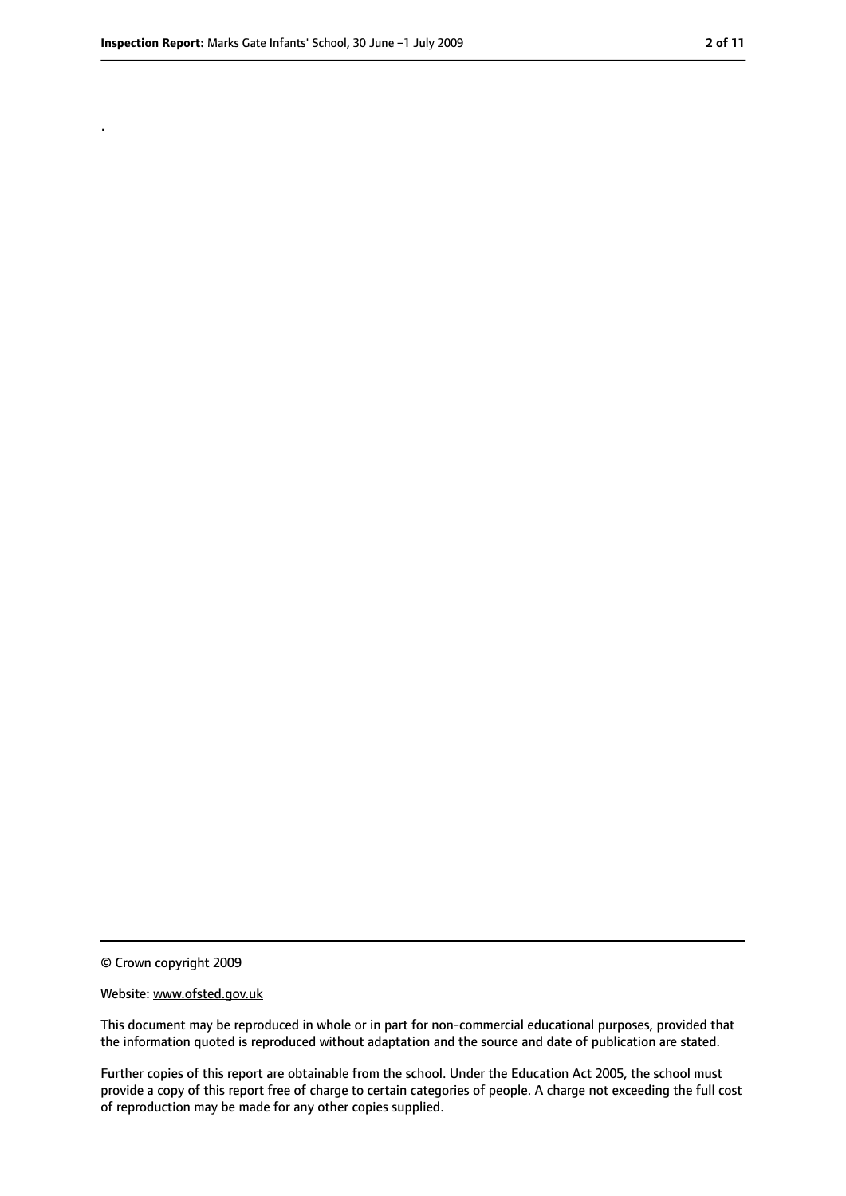.

© Crown copyright 2009

Website: www.ofsted.gov.uk

This document may be reproduced in whole or in part for non-commercial educational purposes, provided that the information quoted is reproduced without adaptation and the source and date of publication are stated.

Further copies of this report are obtainable from the school. Under the Education Act 2005, the school must provide a copy of this report free of charge to certain categories of people. A charge not exceeding the full cost of reproduction may be made for any other copies supplied.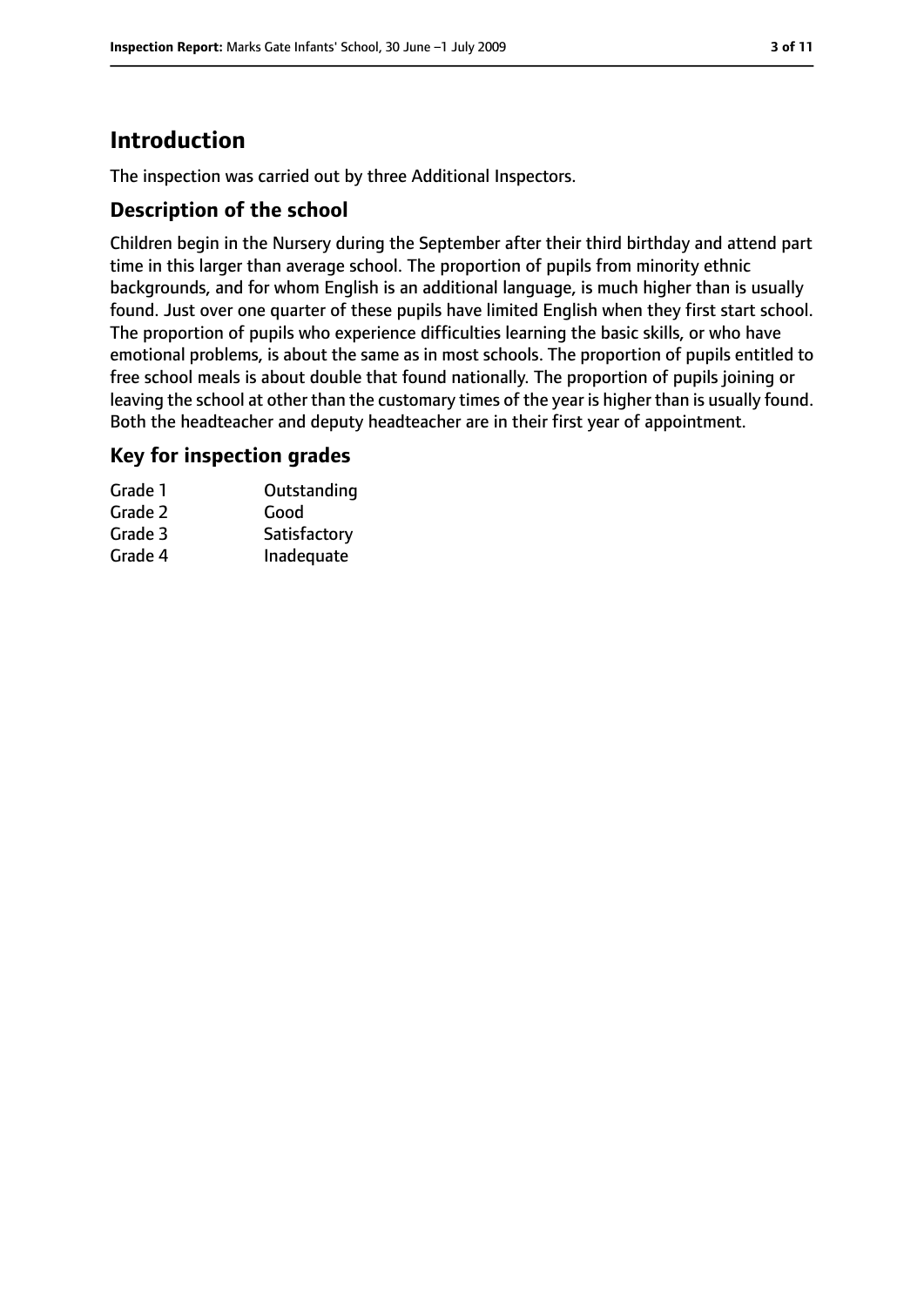# Introduction

The inspection was carried out by three Additional Inspectors.

## Description of the school

Children begin in the Nursery during the September after their third birthday and attend part time in this larger than average school. The proportion of pupils from minority ethnic backgrounds, and for whom English is an additional language, is much higher than is usually found. Just over one quarter of these pupils have limited English when they first start school. The proportion of pupils who experience difficulties learning the basic skills, or who have emotional problems, is about the same as in most schools. The proportion of pupils entitled to free school meals is about double that found nationally. The proportion of pupils joining or leaving the school at other than the customary times of the year is higher than is usually found. Both the headteacher and deputy headteacher are in their first year of appointment.

## Key for inspection grades

| | |
|---|---|
| Grade 1 | Outstanding |
| Grade 2 | Good |
| Grade 3 | Satisfactory |
| Grade 4 | Inadequate |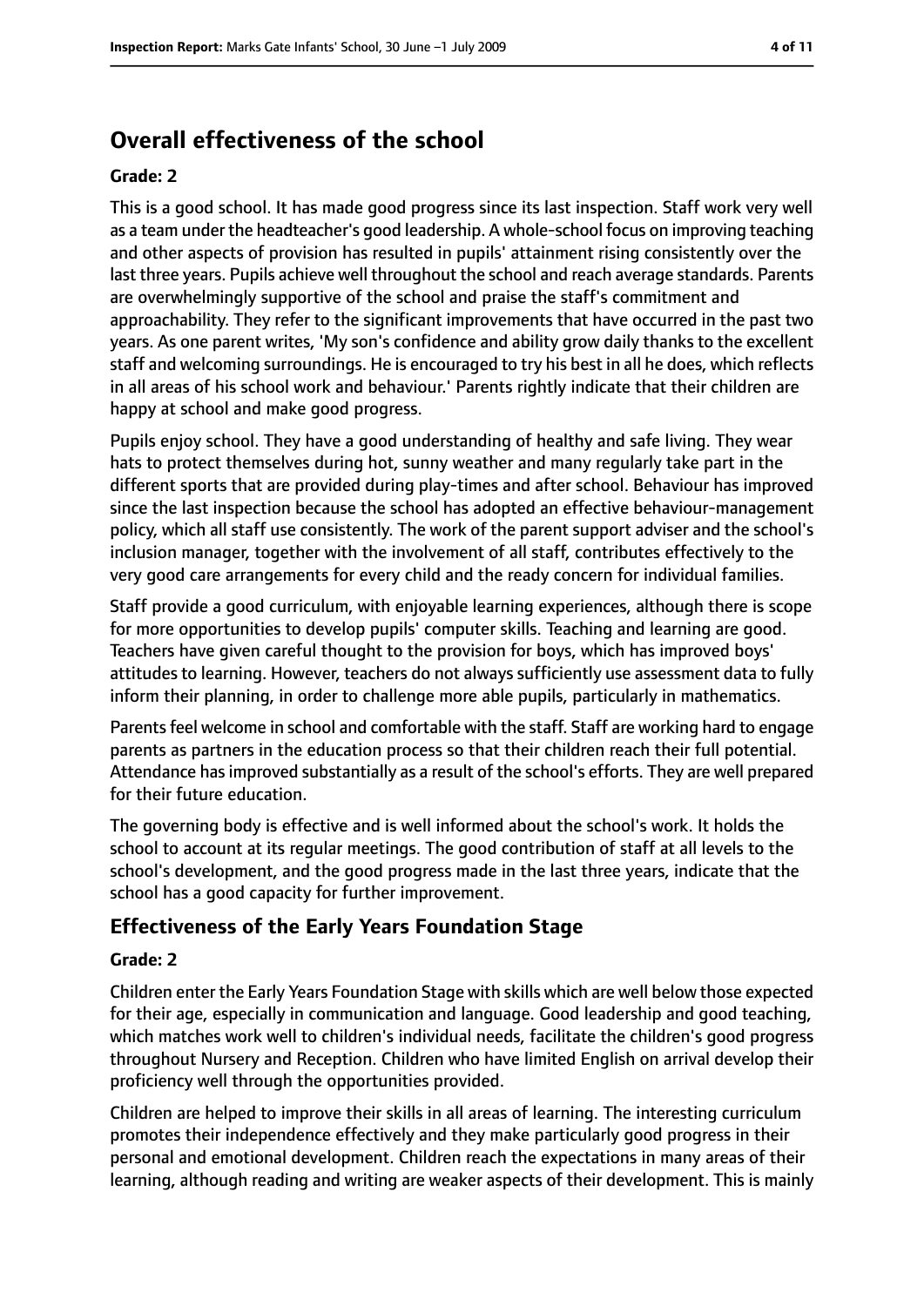## Overall effectiveness of the school

**Grade: 2**

This is a good school. It has made good progress since its last inspection. Staff work very well as a team under the headteacher's good leadership. A whole-school focus on improving teaching and other aspects of provision has resulted in pupils' attainment rising consistently over the last three years. Pupils achieve well throughout the school and reach average standards. Parents are overwhelmingly supportive of the school and praise the staff's commitment and approachability. They refer to the significant improvements that have occurred in the past two years. As one parent writes, 'My son's confidence and ability grow daily thanks to the excellent staff and welcoming surroundings. He is encouraged to try his best in all he does, which reflects in all areas of his school work and behaviour.' Parents rightly indicate that their children are happy at school and make good progress.

Pupils enjoy school. They have a good understanding of healthy and safe living. They wear hats to protect themselves during hot, sunny weather and many regularly take part in the different sports that are provided during play-times and after school. Behaviour has improved since the last inspection because the school has adopted an effective behaviour-management policy, which all staff use consistently. The work of the parent support adviser and the school's inclusion manager, together with the involvement of all staff, contributes effectively to the very good care arrangements for every child and the ready concern for individual families.

Staff provide a good curriculum, with enjoyable learning experiences, although there is scope for more opportunities to develop pupils' computer skills. Teaching and learning are good. Teachers have given careful thought to the provision for boys, which has improved boys' attitudes to learning. However, teachers do not always sufficiently use assessment data to fully inform their planning, in order to challenge more able pupils, particularly in mathematics.

Parents feel welcome in school and comfortable with the staff. Staff are working hard to engage parents as partners in the education process so that their children reach their full potential. Attendance has improved substantially as a result of the school's efforts. They are well prepared for their future education.

The governing body is effective and is well informed about the school's work. It holds the school to account at its regular meetings. The good contribution of staff at all levels to the school's development, and the good progress made in the last three years, indicate that the school has a good capacity for further improvement.

## Effectiveness of the Early Years Foundation Stage

**Grade: 2**

Children enter the Early Years Foundation Stage with skills which are well below those expected for their age, especially in communication and language. Good leadership and good teaching, which matches work well to children's individual needs, facilitate the children's good progress throughout Nursery and Reception. Children who have limited English on arrival develop their proficiency well through the opportunities provided.

Children are helped to improve their skills in all areas of learning. The interesting curriculum promotes their independence effectively and they make particularly good progress in their personal and emotional development. Children reach the expectations in many areas of their learning, although reading and writing are weaker aspects of their development. This is mainly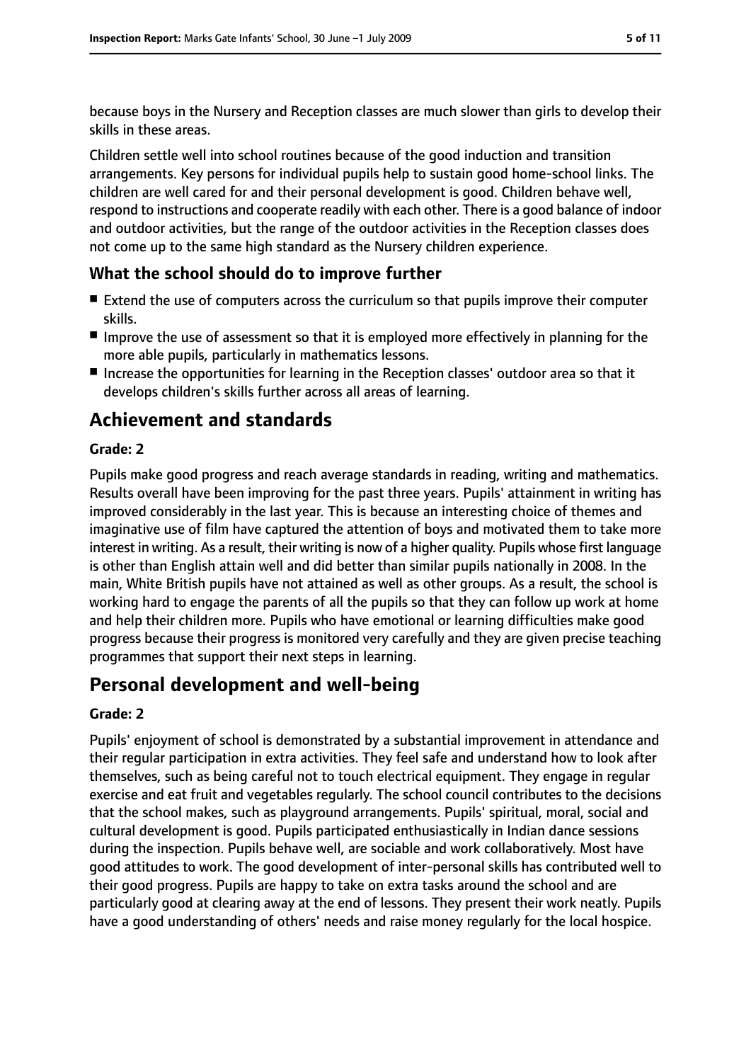because boys in the Nursery and Reception classes are much slower than girls to develop their skills in these areas.

Children settle well into school routines because of the good induction and transition arrangements. Key persons for individual pupils help to sustain good home-school links. The children are well cared for and their personal development is good. Children behave well, respond to instructions and cooperate readily with each other. There is a good balance of indoor and outdoor activities, but the range of the outdoor activities in the Reception classes does not come up to the same high standard as the Nursery children experience.

### What the school should do to improve further

- Extend the use of computers across the curriculum so that pupils improve their computer skills.
- Improve the use of assessment so that it is employed more effectively in planning for the more able pupils, particularly in mathematics lessons.
- Increase the opportunities for learning in the Reception classes' outdoor area so that it develops children's skills further across all areas of learning.

## Achievement and standards

#### Grade: 2

Pupils make good progress and reach average standards in reading, writing and mathematics. Results overall have been improving for the past three years. Pupils' attainment in writing has improved considerably in the last year. This is because an interesting choice of themes and imaginative use of film have captured the attention of boys and motivated them to take more interest in writing. As a result, their writing is now of a higher quality. Pupils whose first language is other than English attain well and did better than similar pupils nationally in 2008. In the main, White British pupils have not attained as well as other groups. As a result, the school is working hard to engage the parents of all the pupils so that they can follow up work at home and help their children more. Pupils who have emotional or learning difficulties make good progress because their progress is monitored very carefully and they are given precise teaching programmes that support their next steps in learning.

## Personal development and well-being

#### Grade: 2

Pupils' enjoyment of school is demonstrated by a substantial improvement in attendance and their regular participation in extra activities. They feel safe and understand how to look after themselves, such as being careful not to touch electrical equipment. They engage in regular exercise and eat fruit and vegetables regularly. The school council contributes to the decisions that the school makes, such as playground arrangements. Pupils' spiritual, moral, social and cultural development is good. Pupils participated enthusiastically in Indian dance sessions during the inspection. Pupils behave well, are sociable and work collaboratively. Most have good attitudes to work. The good development of inter-personal skills has contributed well to their good progress. Pupils are happy to take on extra tasks around the school and are particularly good at clearing away at the end of lessons. They present their work neatly. Pupils have a good understanding of others' needs and raise money regularly for the local hospice.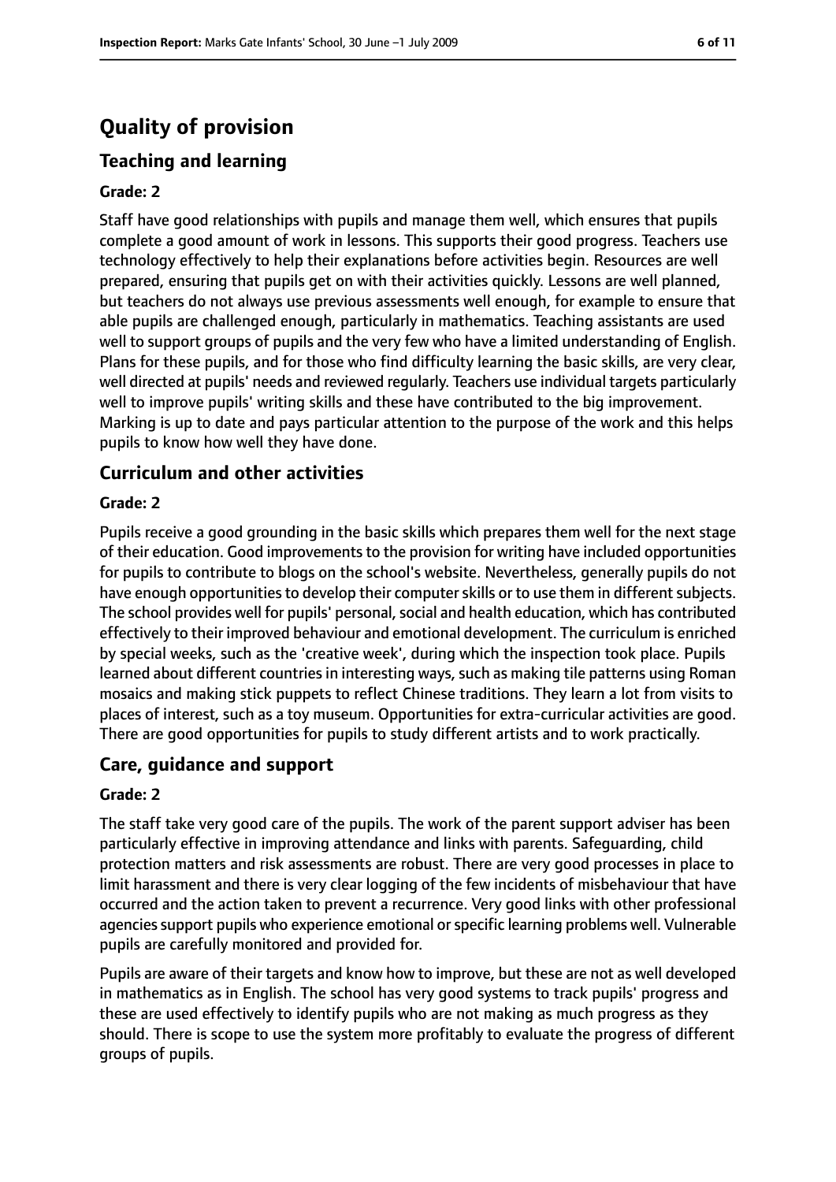# Quality of provision

## Teaching and learning

**Grade: 2**

Staff have good relationships with pupils and manage them well, which ensures that pupils complete a good amount of work in lessons. This supports their good progress. Teachers use technology effectively to help their explanations before activities begin. Resources are well prepared, ensuring that pupils get on with their activities quickly. Lessons are well planned, but teachers do not always use previous assessments well enough, for example to ensure that able pupils are challenged enough, particularly in mathematics. Teaching assistants are used well to support groups of pupils and the very few who have a limited understanding of English. Plans for these pupils, and for those who find difficulty learning the basic skills, are very clear, well directed at pupils' needs and reviewed regularly. Teachers use individual targets particularly well to improve pupils' writing skills and these have contributed to the big improvement. Marking is up to date and pays particular attention to the purpose of the work and this helps pupils to know how well they have done.

## Curriculum and other activities

**Grade: 2**

Pupils receive a good grounding in the basic skills which prepares them well for the next stage of their education. Good improvements to the provision for writing have included opportunities for pupils to contribute to blogs on the school's website. Nevertheless, generally pupils do not have enough opportunities to develop their computer skills or to use them in different subjects. The school provides well for pupils' personal, social and health education, which has contributed effectively to their improved behaviour and emotional development. The curriculum is enriched by special weeks, such as the 'creative week', during which the inspection took place. Pupils learned about different countries in interesting ways, such as making tile patterns using Roman mosaics and making stick puppets to reflect Chinese traditions. They learn a lot from visits to places of interest, such as a toy museum. Opportunities for extra-curricular activities are good. There are good opportunities for pupils to study different artists and to work practically.

## Care, guidance and support

**Grade: 2**

The staff take very good care of the pupils. The work of the parent support adviser has been particularly effective in improving attendance and links with parents. Safeguarding, child protection matters and risk assessments are robust. There are very good processes in place to limit harassment and there is very clear logging of the few incidents of misbehaviour that have occurred and the action taken to prevent a recurrence. Very good links with other professional agencies support pupils who experience emotional or specific learning problems well. Vulnerable pupils are carefully monitored and provided for.

Pupils are aware of their targets and know how to improve, but these are not as well developed in mathematics as in English. The school has very good systems to track pupils' progress and these are used effectively to identify pupils who are not making as much progress as they should. There is scope to use the system more profitably to evaluate the progress of different groups of pupils.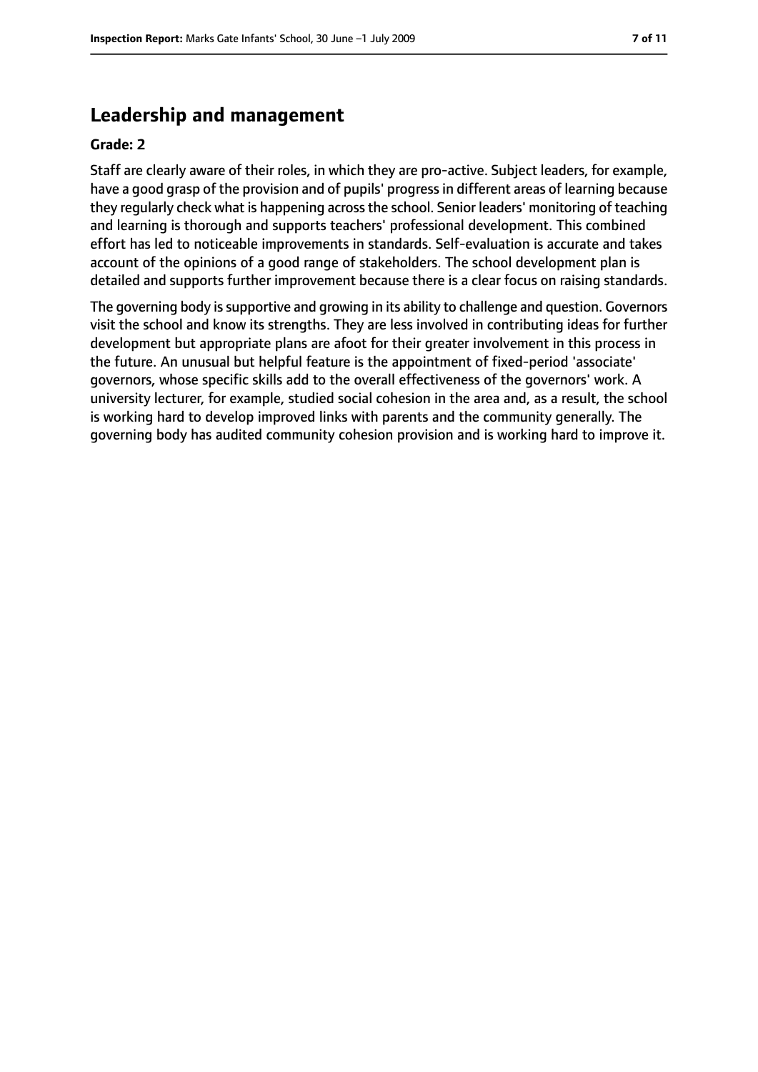## Leadership and management

**Grade: 2**

Staff are clearly aware of their roles, in which they are pro-active. Subject leaders, for example, have a good grasp of the provision and of pupils' progress in different areas of learning because they regularly check what is happening across the school. Senior leaders' monitoring of teaching and learning is thorough and supports teachers' professional development. This combined effort has led to noticeable improvements in standards. Self-evaluation is accurate and takes account of the opinions of a good range of stakeholders. The school development plan is detailed and supports further improvement because there is a clear focus on raising standards.

The governing body is supportive and growing in its ability to challenge and question. Governors visit the school and know its strengths. They are less involved in contributing ideas for further development but appropriate plans are afoot for their greater involvement in this process in the future. An unusual but helpful feature is the appointment of fixed-period 'associate' governors, whose specific skills add to the overall effectiveness of the governors' work. A university lecturer, for example, studied social cohesion in the area and, as a result, the school is working hard to develop improved links with parents and the community generally. The governing body has audited community cohesion provision and is working hard to improve it.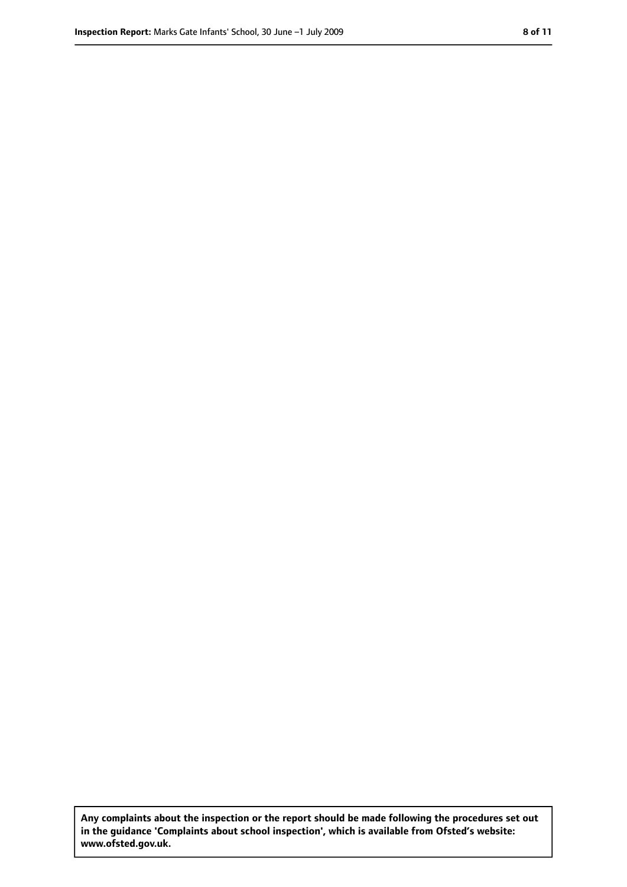**Any complaints about the inspection or the report should be made following the procedures set out in the guidance 'Complaints about school inspection', which is available from Ofsted's website: www.ofsted.gov.uk.**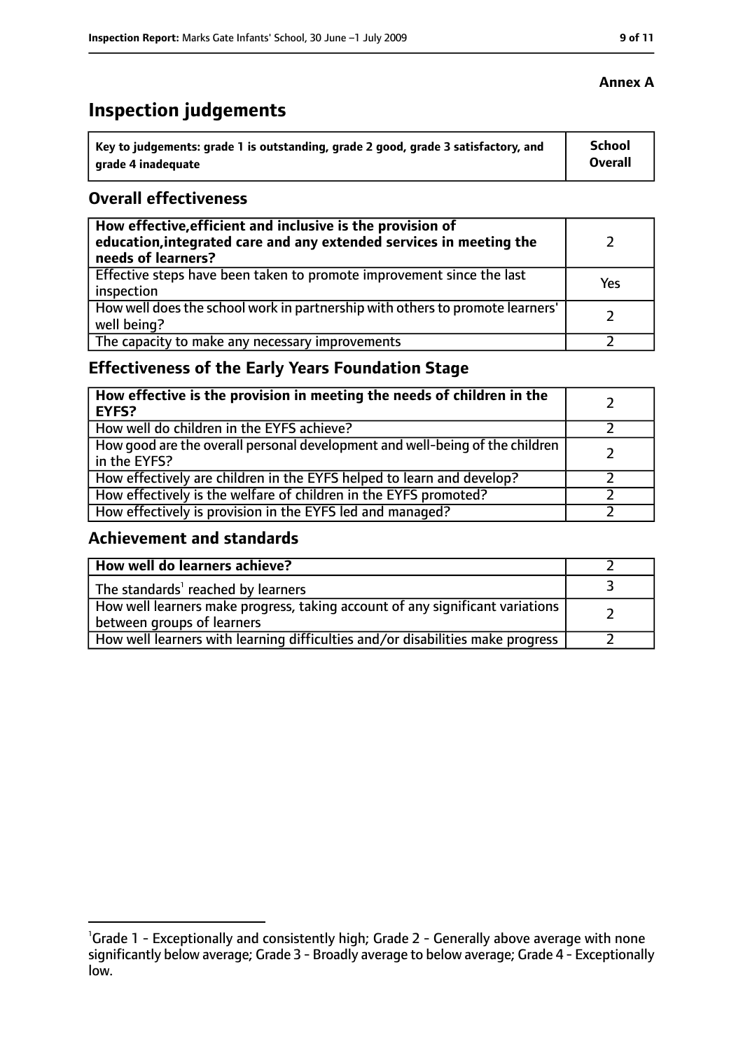**Annex A**

# Inspection judgements

| Key to judgements: grade 1 is outstanding, grade 2 good, grade 3 satisfactory, and grade 4 inadequate | School Overall |
|---|---|

## Overall effectiveness

| | |
|---|---|
| **How effective, efficient and inclusive is the provision of education, integrated care and any extended services in meeting the needs of learners?** | 2 |
| Effective steps have been taken to promote improvement since the last inspection | Yes |
| How well does the school work in partnership with others to promote learners' well being? | 2 |
| The capacity to make any necessary improvements | 2 |

## Effectiveness of the Early Years Foundation Stage

| | |
|---|---|
| **How effective is the provision in meeting the needs of children in the EYFS?** | 2 |
| How well do children in the EYFS achieve? | 2 |
| How good are the overall personal development and well-being of the children in the EYFS? | 2 |
| How effectively are children in the EYFS helped to learn and develop? | 2 |
| How effectively is the welfare of children in the EYFS promoted? | 2 |
| How effectively is provision in the EYFS led and managed? | 2 |

## Achievement and standards

| | |
|---|---|
| **How well do learners achieve?** | 2 |
| The standards[1] reached by learners | 3 |
| How well learners make progress, taking account of any significant variations between groups of learners | 2 |
| How well learners with learning difficulties and/or disabilities make progress | 2 |

[1] Grade 1 - Exceptionally and consistently high; Grade 2 - Generally above average with none significantly below average; Grade 3 - Broadly average to below average; Grade 4 - Exceptionally low.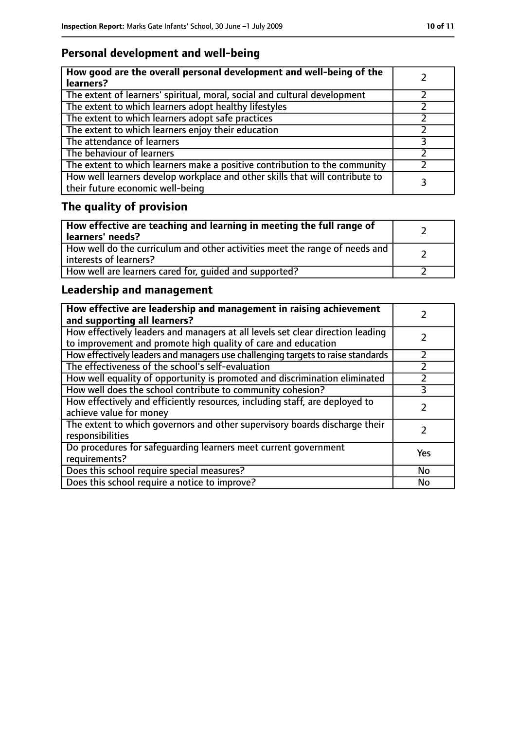## Personal development and well-being

| **How good are the overall personal development and well-being of the learners?** | 2 |
|---|---|
| The extent of learners' spiritual, moral, social and cultural development | 2 |
| The extent to which learners adopt healthy lifestyles | 2 |
| The extent to which learners adopt safe practices | 2 |
| The extent to which learners enjoy their education | 2 |
| The attendance of learners | 3 |
| The behaviour of learners | 2 |
| The extent to which learners make a positive contribution to the community | 2 |
| How well learners develop workplace and other skills that will contribute to their future economic well-being | 3 |

## The quality of provision

| **How effective are teaching and learning in meeting the full range of learners' needs?** | 2 |
|---|---|
| How well do the curriculum and other activities meet the range of needs and interests of learners? | 2 |
| How well are learners cared for, guided and supported? | 2 |

## Leadership and management

| **How effective are leadership and management in raising achievement and supporting all learners?** | 2 |
|---|---|
| How effectively leaders and managers at all levels set clear direction leading to improvement and promote high quality of care and education | 2 |
| How effectively leaders and managers use challenging targets to raise standards | 2 |
| The effectiveness of the school's self-evaluation | 2 |
| How well equality of opportunity is promoted and discrimination eliminated | 2 |
| How well does the school contribute to community cohesion? | 3 |
| How effectively and efficiently resources, including staff, are deployed to achieve value for money | 2 |
| The extent to which governors and other supervisory boards discharge their responsibilities | 2 |
| Do procedures for safeguarding learners meet current government requirements? | Yes |
| Does this school require special measures? | No |
| Does this school require a notice to improve? | No |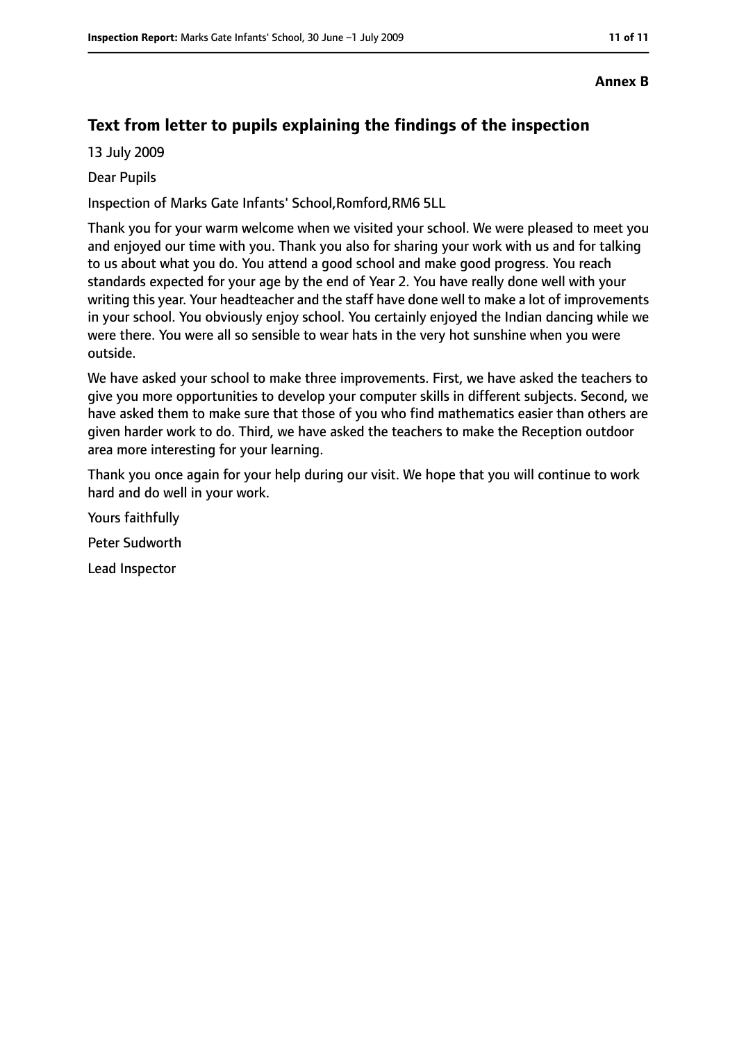**Annex B**

## Text from letter to pupils explaining the findings of the inspection

13 July 2009

Dear Pupils

Inspection of Marks Gate Infants' School,Romford,RM6 5LL

Thank you for your warm welcome when we visited your school. We were pleased to meet you and enjoyed our time with you. Thank you also for sharing your work with us and for talking to us about what you do. You attend a good school and make good progress. You reach standards expected for your age by the end of Year 2. You have really done well with your writing this year. Your headteacher and the staff have done well to make a lot of improvements in your school. You obviously enjoy school. You certainly enjoyed the Indian dancing while we were there. You were all so sensible to wear hats in the very hot sunshine when you were outside.

We have asked your school to make three improvements. First, we have asked the teachers to give you more opportunities to develop your computer skills in different subjects. Second, we have asked them to make sure that those of you who find mathematics easier than others are given harder work to do. Third, we have asked the teachers to make the Reception outdoor area more interesting for your learning.

Thank you once again for your help during our visit. We hope that you will continue to work hard and do well in your work.

Yours faithfully

Peter Sudworth

Lead Inspector